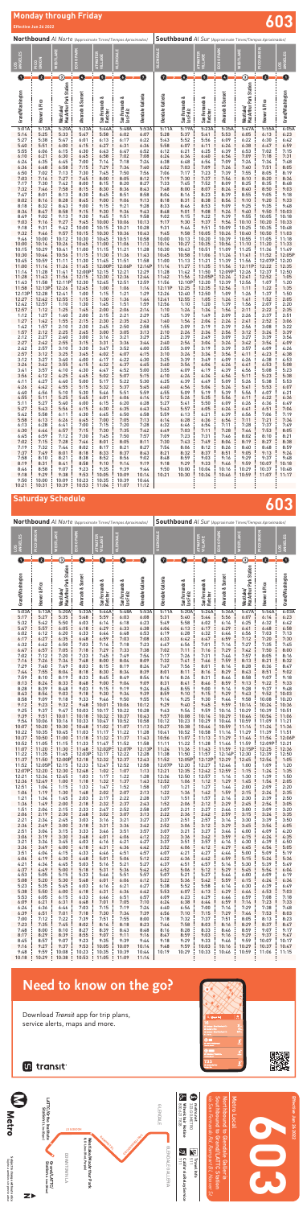# Monday through Friday — 603

Effective Jan 26 2022

## Northbound *Al Norte* (Approximate Times/Tiempos Aproximados)

| Grand/Washington | Hoover & Pico | Westlake/MacArthur Park Station | Alvarado & Sunset | San Fernando & Fletcher | San Fernando & Los Feliz | Glendale Galleria |
|---|---|---|---|---|---|---|
| 5:01A | 5:10A | 5:20A | 5:33A | 5:46A | 5:48A | 5:53A |
| 5:16 | 5:25 | 5:35 | 5:47 | 5:58 | 6:02 | 6:07 |
| 5:27 | 5:38 | 5:47 | 6:01 | 6:13 | 6:17 | 6:22 |
| 5:42 | 5:51 | 6:00 | 6:15 | 6:27 | 6:31 | 6:36 |
| 5:55 | 6:06 | 6:15 | 6:30 | 6:43 | 6:47 | 6:52 |
| 6:10 | 6:21 | 6:30 | 6:45 | 6:58 | 7:02 | 7:08 |
| 6:24 | 6:35 | 6:45 | 7:00 | 7:14 | 7:18 | 7:24 |
| 6:36 | 6:48 | 6:58 | 7:14 | 7:29 | 7:34 | 7:40 |
| 6:50 | 7:02 | 7:13 | 7:30 | 7:45 | 7:50 | 7:56 |
| 7:03 | 7:16 | 7:27 | 7:45 | 8:00 | 8:05 | 8:12 |
| 7:17 | 7:30 | 7:42 | 8:00 | 8:15 | 8:20 | 8:27 |
| 7:32 | 7:46 | 7:58 | 8:16 | 8:30 | 8:35 | 8:42 |
| 7:47 | 8:01 | 8:13 | 8:30 | 8:45 | 8:51 | 8:58 |
| 8:02 | 8:16 | 8:28 | 8:46 | 9:00 | 9:06 | 9:13 |
| 8:18 | 8:32 | 8:43 | 9:00 | 9:15 | 9:21 | 9:28 |
| 8:33 | 8:46 | 8:58 | 9:15 | 9:30 | 9:36 | 9:43 |
| 8:49 | 9:02 | 9:13 | 9:30 | 9:45 | 9:51 | 9:58 |
| 9:03 | 9:16 | 9:27 | 9:45 | 10:00 | 10:06 | 10:13 |
| 9:18 | 9:31 | 9:42 | 10:00 | 10:15 | 10:21 | 10:28 |
| 9:32 | 9:46 | 9:57 | 10:15 | 10:30 | 10:36 | 10:43 |
| 9:46 | 10:00 | 10:12 | 10:30 | 10:45 | 10:51 | 10:58 |
| 10:00 | 10:14 | 10:26 | 10:45 | 11:00 | 11:06 | 11:13 |
| 10:15 | 10:29 | 10:41 | 11:00 | 11:15 | 11:21 | 11:28 |
| 10:30 | 10:44 | 10:56 | 11:15 | 11:30 | 11:36 | 11:43 |
| 10:45 | 10:59 | 11:11 | 11:30 | 11:45 | 11:51 | 11:58 |
| 11:00 | 11:14 | 11:26 | 11:45 | 12:00P | 12:06P | 12:14P |
| 11:14 | 11:28 | 11:41 | 12:00P | 12:15 | 12:21 | 12:29 |
| 11:28 | 11:43 | 11:56 | 12:15 | 12:30 | 12:36 | 12:44 |
| 11:43 | 11:58 | 12:11P | 12:30 | 12:45 | 12:51 | 12:59 |
| 11:58 | 12:13P | 12:26 | 12:45 | 1:00 | 1:06 | 1:14 |
| 12:13P | 12:28 | 12:41 | 1:00 | 1:15 | 1:21 | 1:29 |
| 12:27 | 12:42 | 12:55 | 1:15 | 1:30 | 1:36 | 1:44 |
| 12:42 | 12:57 | 1:10 | 1:30 | 1:45 | 1:51 | 1:59 |
| 12:57 | 1:12 | 1:25 | 1:45 | 2:00 | 2:06 | 2:14 |
| 1:12 | 1:27 | 1:40 | 2:00 | 2:15 | 2:21 | 2:29 |
| 1:27 | 1:42 | 1:55 | 2:15 | 2:30 | 2:35 | 2:43 |
| 1:42 | 1:57 | 2:10 | 2:30 | 2:45 | 2:50 | 2:58 |
| 1:57 | 2:12 | 2:25 | 2:45 | 3:00 | 3:05 | 3:13 |
| 2:12 | 2:27 | 2:40 | 3:00 | 3:16 | 3:21 | 3:29 |
| 2:27 | 2:42 | 2:55 | 3:15 | 3:31 | 3:36 | 3:44 |
| 2:42 | 2:57 | 3:10 | 3:30 | 3:47 | 3:52 | 4:00 |
| 2:57 | 3:12 | 3:25 | 3:45 | 4:02 | 4:07 | 4:15 |
| 3:12 | 3:27 | 3:40 | 4:00 | 4:17 | 4:22 | 4:30 |
| 3:27 | 3:42 | 3:55 | 4:15 | 4:32 | 4:37 | 4:45 |
| 3:41 | 3:57 | 4:10 | 4:30 | 4:47 | 4:52 | 5:00 |
| 3:56 | 4:12 | 4:25 | 4:45 | 5:02 | 5:07 | 5:15 |
| 4:11 | 4:27 | 4:40 | 5:00 | 5:17 | 5:22 | 5:30 |
| 4:26 | 4:42 | 4:55 | 5:15 | 5:32 | 5:37 | 5:45 |
| 4:40 | 4:56 | 5:10 | 5:30 | 5:46 | 5:51 | 5:59 |
| 4:55 | 5:11 | 5:25 | 5:45 | 6:01 | 6:06 | 6:14 |
| 5:11 | 5:27 | 5:40 | 6:00 | 6:15 | 6:20 | 6:28 |
| 5:27 | 5:43 | 5:56 | 6:15 | 6:30 | 6:35 | 6:43 |
| 5:42 | 5:58 | 6:11 | 6:30 | 6:45 | 6:50 | 6:58 |
| 5:58 | 6:13 | 6:26 | 6:45 | 7:00 | 7:05 | 7:13 |
| 6:13 | 6:28 | 6:40 | 7:00 | 7:15 | 7:20 | 7:28 |
| 6:30 | 6:44 | 6:57 | 7:15 | 7:30 | 7:35 | 7:42 |
| 6:45 | 6:59 | 7:12 | 7:30 | 7:45 | 7:50 | 7:57 |
| 7:02 | 7:15 | 7:28 | 7:46 | 8:01 | 8:05 | 8:12 |
| 7:19 | 7:32 | 7:44 | 8:02 | 8:17 | 8:21 | 8:27 |
| 7:37 | 7:49 | 8:01 | 8:18 | 8:33 | 8:37 | 8:43 |
| 7:58 | 8:10 | 8:21 | 8:38 | 8:52 | 8:56 | 9:02 |
| 8:18 | 8:30 | 8:41 | 8:58 | 9:10 | 9:14 | 9:19 |
| 8:46 | 8:58 | 9:07 | 9:23 | 9:35 | 9:39 | 9:44 |
| 9:18 | 9:29 | 9:38 | 9:53 | 10:05 | 10:09 | 10:14 |
| 9:50 | 10:00 | 10:09 | 10:23 | 10:35 | 10:39 | 10:44 |
| 10:21 | 10:31 | 10:39 | 10:53 | 11:04 | 11:07 | 11:12 |

## Southbound *Al Sur* (Approximate Times/Tiempos Aproximados)

| Glendale Galleria | San Fernando & Los Feliz | San Fernando & Fletcher | Alvarado & Sunset | Westlake/MacArthur Park Station | Hoover & Pico | Grand/Washington |
|---|---|---|---|---|---|---|
| 5:11A | 5:19A | 5:23A | 5:35A | 5:47A | 5:56A | 6:05A |
| 5:28 | 5:37 | 5:41 | 5:53 | 6:05 | 6:14 | 6:23 |
| 5:43 | 5:52 | 5:56 | 6:09 | 6:21 | 6:30 | 6:40 |
| 5:58 | 6:07 | 6:11 | 6:24 | 6:36 | 6:46 | 6:56 |
| 6:12 | 6:21 | 6:25 | 6:39 | 6:53 | 7:03 | 7:13 |
| 6:28 | 6:37 | 6:41 | 6:56 | 7:10 | 7:21 | 7:31 |
| 6:43 | 6:53 | 6:57 | 7:12 | 7:26 | 7:37 | 7:48 |
| 6:58 | 7:08 | 7:12 | 7:27 | 7:41 | 7:53 | 8:05 |
| 7:13 | 7:23 | 7:27 | 7:43 | 7:57 | 8:09 | 8:20 |
| 7:28 | 7:38 | 7:42 | 7:58 | 8:13 | 8:25 | 8:36 |
| 7:43 | 7:54 | 7:58 | 8:14 | 8:29 | 8:40 | 8:51 |
| 8:00 | 8:10 | 8:14 | 8:30 | 8:45 | 8:56 | 9:07 |
| 8:15 | 8:25 | 8:29 | 8:45 | 9:00 | 9:11 | 9:22 |
| 8:30 | 8:40 | 8:44 | 9:00 | 9:15 | 9:26 | 9:37 |
| 8:45 | 8:55 | 8:59 | 9:15 | 9:30 | 9:41 | 9:52 |
| 9:00 | 9:10 | 9:14 | 9:29 | 9:44 | 9:56 | 10:07 |
| 9:15 | 9:25 | 9:29 | 9:44 | 9:59 | 10:11 | 10:22 |
| 9:30 | 9:40 | 9:44 | 9:59 | 10:14 | 10:26 | 10:37 |
| 9:45 | 9:55 | 9:59 | 10:15 | 10:30 | 10:42 | 10:53 |
| 10:00 | 10:10 | 10:14 | 10:30 | 10:45 | 10:57 | 11:08 |
| 10:16 | 10:26 | 10:30 | 10:45 | 11:00 | 11:12 | 11:23 |
| 10:31 | 10:41 | 10:45 | 11:00 | 11:15 | 11:27 | 11:38 |
| 10:46 | 10:56 | 11:00 | 11:15 | 11:30 | 11:42 | 11:53 |
| 11:00 | 11:11 | 11:15 | 11:30 | 11:45 | 11:57 | 12:08P |
| 11:15 | 11:26 | 11:30 | 11:45 | 12:00P | 12:12P | 12:23 |
| 11:30 | 11:41 | 11:45 | 12:00P | 12:15 | 12:27 | 12:38 |
| 11:45 | 11:56 | 12:00P | 12:15 | 12:30 | 12:42 | 12:53 |
| 12:00P | 12:11P | 12:15 | 12:30 | 12:45 | 12:57 | 1:08 |
| 12:15 | 12:26 | 12:30 | 12:45 | 1:00 | 1:12 | 1:23 |
| 12:30 | 12:41 | 12:45 | 1:00 | 1:15 | 1:27 | 1:38 |
| 12:45 | 12:56 | 1:00 | 1:15 | 1:30 | 1:42 | 1:53 |
| 1:00 | 1:11 | 1:15 | 1:30 | 1:45 | 1:57 | 2:08 |
| 1:15 | 1:26 | 1:30 | 1:45 | 2:00 | 2:12 | 2:23 |
| 1:30 | 1:41 | 1:45 | 2:00 | 2:15 | 2:27 | 2:38 |
| 1:45 | 1:56 | 2:00 | 2:15 | 2:30 | 2:42 | 2:53 |
| 2:00 | 2:11 | 2:15 | 2:30 | 2:45 | 2:57 | 3:08 |
| 2:15 | 2:26 | 2:30 | 2:45 | 3:00 | 3:12 | 3:23 |
| 2:30 | 2:41 | 2:45 | 3:00 | 3:15 | 3:27 | 3:38 |
| 2:45 | 2:56 | 3:00 | 3:15 | 3:30 | 3:42 | 3:53 |
| 3:00 | 3:11 | 3:15 | 3:30 | 3:45 | 3:57 | 4:08 |
| 3:15 | 3:26 | 3:30 | 3:45 | 4:00 | 4:12 | 4:23 |
| 3:30 | 3:41 | 3:45 | 4:00 | 4:15 | 4:27 | 4:38 |
| 3:45 | 3:56 | 4:00 | 4:15 | 4:30 | 4:42 | 4:53 |
| 4:00 | 4:11 | 4:15 | 4:30 | 4:45 | 4:57 | 5:08 |
| 4:15 | 4:26 | 4:30 | 4:45 | 5:00 | 5:12 | 5:23 |
| 4:30 | 4:41 | 4:45 | 5:00 | 5:15 | 5:27 | 5:38 |
| 4:45 | 4:56 | 5:00 | 5:15 | 5:30 | 5:42 | 5:53 |
| 5:00 | 5:11 | 5:15 | 5:30 | 5:45 | 5:57 | 6:08 |
| 5:15 | 5:26 | 5:30 | 5:45 | 6:00 | 6:12 | 6:23 |
| 5:30 | 5:41 | 5:45 | 6:00 | 6:15 | 6:27 | 6:38 |
| 5:45 | 5:56 | 6:00 | 6:15 | 6:30 | 6:42 | 6:53 |
| 6:00 | 6:11 | 6:15 | 6:30 | 6:45 | 6:57 | 7:08 |
| 6:15 | 6:26 | 6:30 | 6:45 | 7:00 | 7:12 | 7:23 |
| 6:30 | 6:41 | 6:45 | 7:00 | 7:15 | 7:27 | 7:38 |
| 6:47 | 6:58 | 7:02 | 7:16 | 7:30 | 7:41 | 7:52 |
| 7:03 | 7:13 | 7:17 | 7:31 | 7:45 | 7:56 | 8:07 |
| 7:23 | 7:33 | 7:37 | 7:51 | 8:05 | 8:15 | 8:25 |
| 7:44 | 7:54 | 7:58 | 8:12 | 8:26 | 8:36 | 8:46 |
| 8:09 | 8:18 | 8:22 | 8:35 | 8:48 | 8:58 | 9:08 |
| 8:36 | 8:45 | 8:49 | 9:01 | 9:14 | 9:23 | 9:32 |
| 9:04 | 9:13 | 9:17 | 9:29 | 9:40 | 9:49 | 9:58 |
| 9:34 | 9:43 | 9:47 | 9:59 | 10:09 | 10:18 | 10:27 |
| 10:04 | 10:13 | 10:17 | 10:29 | 10:39 | 10:48 | 10:57 |
| 10:36 | 10:45 | 10:49 | 11:00 | 11:10 | 11:19 | 11:28 |

# Saturday Schedule — 603

## Northbound *Al Norte* (Approximate Times/Tiempos Aproximados)

| Grand/Washington | Hoover & Pico | Westlake/MacArthur Park Station | Alvarado & Sunset | San Fernando & Fletcher | San Fernando & Los Feliz | Glendale Galleria |
|---|---|---|---|---|---|---|
| 5:03A | 5:11A | 5:20A | 5:33A | 5:44A | 5:48A | 5:53A |
| 5:17 | 5:25 | 5:35 | 5:47 | 5:58 | 6:02 | 6:07 |
| 5:32 | 5:42 | 5:50 | 6:02 | 6:13 | 6:17 | 6:22 |
| 5:47 | 5:57 | 6:05 | 6:18 | 6:29 | 6:33 | 6:38 |
| 6:02 | 6:12 | 6:20 | 6:33 | 6:44 | 6:48 | 6:53 |
| 6:17 | 6:27 | 6:35 | 6:48 | 6:59 | 7:03 | 7:08 |
| 6:32 | 6:42 | 6:50 | 7:03 | 7:14 | 7:18 | 7:23 |
| 6:47 | 6:57 | 7:05 | 7:18 | 7:29 | 7:33 | 7:38 |
| 7:02 | 7:12 | 7:20 | 7:33 | 7:45 | 7:49 | 7:54 |
| 7:17 | 7:27 | 7:35 | 7:48 | 8:00 | 8:04 | 8:09 |
| 7:32 | 7:42 | 7:50 | 8:03 | 8:15 | 8:19 | 8:24 |
| 7:47 | 7:57 | 8:05 | 8:18 | 8:30 | 8:34 | 8:39 |
| 8:01 | 8:12 | 8:20 | 8:34 | 8:46 | 8:50 | 8:55 |
| 8:16 | 8:27 | 8:35 | 8:49 | 9:01 | 9:05 | 9:10 |
| 8:31 | 8:42 | 8:50 | 9:04 | 9:16 | 9:20 | 9:25 |
| 8:46 | 8:57 | 9:05 | 9:19 | 9:31 | 9:35 | 9:40 |
| 9:01 | 9:12 | 9:20 | 9:34 | 9:46 | 9:50 | 9:55 |
| 9:16 | 9:27 | 9:35 | 9:49 | 10:01 | 10:05 | 10:10 |
| 9:31 | 9:42 | 9:50 | 10:04 | 10:16 | 10:20 | 10:26 |
| 9:45 | 9:57 | 10:05 | 10:20 | 10:32 | 10:36 | 10:42 |
| 10:00 | 10:12 | 10:20 | 10:35 | 10:47 | 10:51 | 10:57 |
| 10:15 | 10:27 | 10:35 | 10:50 | 11:02 | 11:06 | 11:12 |
| 10:30 | 10:42 | 10:50 | 11:05 | 11:17 | 11:21 | 11:27 |
| 10:45 | 10:57 | 11:05 | 11:20 | 11:32 | 11:36 | 11:42 |
| 11:00 | 11:12 | 11:20 | 11:35 | 11:47 | 11:51 | 11:57 |
| 11:15 | 11:27 | 11:35 | 11:50 | 12:02P | 12:06P | 12:12P |
| 11:30 | 11:42 | 11:50 | 12:05P | 12:17 | 12:21 | 12:27 |
| 11:45 | 11:57 | 12:05P | 12:20 | 12:32 | 12:36 | 12:42 |
| 12:00P | 12:12P | 12:20 | 12:35 | 12:47 | 12:51 | 12:57 |
| 12:15 | 12:27 | 12:35 | 12:50 | 1:02 | 1:06 | 1:12 |
| 12:30 | 12:42 | 12:50 | 1:05 | 1:17 | 1:21 | 1:27 |
| 12:45 | 12:57 | 1:05 | 1:20 | 1:32 | 1:36 | 1:42 |
| 1:00 | 1:12 | 1:20 | 1:35 | 1:47 | 1:51 | 1:57 |
| 1:15 | 1:27 | 1:35 | 1:50 | 2:02 | 2:06 | 2:12 |
| 1:30 | 1:42 | 1:50 | 2:05 | 2:17 | 2:21 | 2:27 |
| 1:45 | 1:57 | 2:05 | 2:20 | 2:32 | 2:36 | 2:42 |
| 2:00 | 2:12 | 2:20 | 2:35 | 2:47 | 2:51 | 2:57 |
| 2:15 | 2:27 | 2:35 | 2:50 | 3:02 | 3:06 | 3:12 |
| 2:30 | 2:42 | 2:50 | 3:05 | 3:17 | 3:21 | 3:27 |
| 2:45 | 2:57 | 3:05 | 3:20 | 3:32 | 3:36 | 3:42 |
| 3:00 | 3:12 | 3:20 | 3:35 | 3:47 | 3:51 | 3:57 |
| 3:15 | 3:27 | 3:35 | 3:50 | 4:02 | 4:06 | 4:12 |
| 3:30 | 3:42 | 3:50 | 4:05 | 4:17 | 4:21 | 4:27 |
| 3:45 | 3:57 | 4:05 | 4:20 | 4:32 | 4:36 | 4:42 |
| 4:00 | 4:12 | 4:20 | 4:35 | 4:47 | 4:51 | 4:57 |
| 4:15 | 4:27 | 4:35 | 4:50 | 5:02 | 5:06 | 5:12 |
| 4:30 | 4:42 | 4:50 | 5:05 | 5:17 | 5:21 | 5:27 |
| 4:45 | 4:57 | 5:05 | 5:20 | 5:32 | 5:36 | 5:42 |
| 5:00 | 5:12 | 5:20 | 5:35 | 5:47 | 5:51 | 5:57 |
| 5:15 | 5:27 | 5:35 | 5:50 | 6:02 | 6:06 | 6:12 |
| 5:30 | 5:42 | 5:50 | 6:05 | 6:17 | 6:21 | 6:27 |
| 5:45 | 5:57 | 6:05 | 6:20 | 6:32 | 6:36 | 6:42 |
| 6:00 | 6:12 | 6:20 | 6:35 | 6:47 | 6:51 | 6:57 |
| 6:15 | 6:27 | 6:35 | 6:50 | 7:02 | 7:06 | 7:12 |
| 6:30 | 6:42 | 6:50 | 7:05 | 7:17 | 7:21 | 7:27 |
| 6:45 | 6:57 | 7:05 | 7:20 | 7:32 | 7:36 | 7:42 |
| 7:01 | 7:12 | 7:20 | 7:35 | 7:47 | 7:51 | 7:57 |
| 7:20 | 7:31 | 7:39 | 7:53 | 8:05 | 8:09 | 8:15 |
| 7:40 | 7:50 | 7:58 | 8:12 | 8:24 | 8:28 | 8:34 |
| 8:00 | 8:10 | 8:18 | 8:32 | 8:44 | 8:48 | 8:54 |
| 8:21 | 8:31 | 8:39 | 8:53 | 9:05 | 9:09 | 9:15 |
| 8:46 | 8:56 | 9:04 | 9:18 | 9:30 | 9:34 | 9:39 |
| 9:16 | 9:26 | 9:34 | 9:48 | 9:59 | 10:03 | 10:08 |
| 9:47 | 9:57 | 10:05 | 10:19 | 10:30 | 10:34 | 10:39 |
| 10:18 | 10:28 | 10:36 | 10:50 | 11:00 | 11:04 | 11:09 |

## Southbound *Al Sur* (Approximate Times/Tiempos Aproximados)

| Glendale Galleria | San Fernando & Los Feliz | San Fernando & Fletcher | Alvarado & Sunset | Westlake/MacArthur Park Station | Hoover & Pico | Grand/Washington |
|---|---|---|---|---|---|---|
| 5:11A | 5:19A | 5:23A | 5:35A | 5:47A | 5:56A | 6:05A |
| 5:28 | 5:37 | 5:41 | 5:53 | 6:05 | 6:14 | 6:23 |
| 5:43 | 5:52 | 5:56 | 6:09 | 6:21 | 6:30 | 6:40 |
| 5:58 | 6:07 | 6:11 | 6:24 | 6:36 | 6:46 | 6:56 |
| 6:13 | 6:22 | 6:26 | 6:39 | 6:52 | 7:02 | 7:12 |
| 6:28 | 6:37 | 6:41 | 6:54 | 7:07 | 7:17 | 7:27 |
| 6:43 | 6:52 | 6:56 | 7:09 | 7:22 | 7:32 | 7:42 |
| 6:58 | 7:07 | 7:11 | 7:24 | 7:37 | 7:47 | 7:57 |
| 7:13 | 7:22 | 7:26 | 7:40 | 7:53 | 8:03 | 8:13 |
| 7:28 | 7:37 | 7:41 | 7:55 | 8:08 | 8:18 | 8:28 |
| 7:43 | 7:52 | 7:56 | 8:10 | 8:23 | 8:33 | 8:43 |
| 7:58 | 8:07 | 8:11 | 8:25 | 8:38 | 8:48 | 8:58 |
| 8:13 | 8:22 | 8:26 | 8:40 | 8:53 | 9:03 | 9:13 |
| 8:28 | 8:37 | 8:41 | 8:55 | 9:08 | 9:18 | 9:28 |
| 8:43 | 8:52 | 8:56 | 9:10 | 9:24 | 9:34 | 9:44 |
| 8:58 | 9:07 | 9:11 | 9:25 | 9:39 | 9:49 | 9:59 |
| 9:13 | 9:22 | 9:26 | 9:40 | 9:54 | 10:04 | 10:14 |
| 9:28 | 9:37 | 9:41 | 9:55 | 10:09 | 10:19 | 10:29 |
| 9:43 | 9:52 | 9:56 | 10:10 | 10:24 | 10:34 | 10:44 |
| 9:58 | 10:07 | 10:11 | 10:25 | 10:39 | 10:49 | 10:59 |
| 10:13 | 10:22 | 10:26 | 10:40 | 10:54 | 11:04 | 11:14 |
| 10:28 | 10:37 | 10:41 | 10:55 | 11:09 | 11:19 | 11:29 |
| 10:43 | 10:52 | 10:56 | 11:10 | 11:24 | 11:34 | 11:44 |
| 10:58 | 11:07 | 11:11 | 11:25 | 11:39 | 11:49 | 11:59 |
| 11:13 | 11:22 | 11:26 | 11:40 | 11:54 | 12:04P | 12:14P |
| 11:28 | 11:37 | 11:41 | 11:55 | 12:09P | 12:19 | 12:29 |
| 11:43 | 11:52 | 11:56 | 12:10P | 12:24 | 12:34 | 12:44 |
| 11:58 | 12:07P | 12:11P | 12:25 | 12:39 | 12:49 | 12:59 |
| 12:13P | 12:22 | 12:26 | 12:40 | 12:54 | 1:04 | 1:14 |
| 12:28 | 12:37 | 12:41 | 12:55 | 1:09 | 1:19 | 1:29 |
| 12:43 | 12:52 | 12:56 | 1:10 | 1:24 | 1:34 | 1:44 |
| 12:58 | 1:07 | 1:11 | 1:25 | 1:39 | 1:49 | 1:59 |
| 1:13 | 1:22 | 1:26 | 1:40 | 1:54 | 2:04 | 2:14 |
| 1:28 | 1:37 | 1:41 | 1:55 | 2:09 | 2:19 | 2:29 |
| 1:43 | 1:52 | 1:56 | 2:10 | 2:24 | 2:34 | 2:44 |
| 1:58 | 2:07 | 2:11 | 2:25 | 2:39 | 2:49 | 2:59 |
| 2:13 | 2:22 | 2:26 | 2:40 | 2:54 | 3:04 | 3:14 |
| 2:28 | 2:37 | 2:41 | 2:55 | 3:09 | 3:19 | 3:29 |
| 2:43 | 2:52 | 2:56 | 3:10 | 3:24 | 3:34 | 3:44 |
| 2:58 | 3:07 | 3:11 | 3:25 | 3:39 | 3:49 | 3:59 |
| 3:13 | 3:22 | 3:26 | 3:40 | 3:54 | 4:04 | 4:14 |
| 3:28 | 3:37 | 3:41 | 3:55 | 4:09 | 4:19 | 4:29 |
| 3:43 | 3:52 | 3:56 | 4:10 | 4:24 | 4:34 | 4:44 |
| 3:58 | 4:07 | 4:11 | 4:25 | 4:39 | 4:49 | 4:59 |
| 4:13 | 4:22 | 4:26 | 4:40 | 4:54 | 5:04 | 5:14 |
| 4:28 | 4:37 | 4:41 | 4:55 | 5:09 | 5:19 | 5:29 |
| 4:43 | 4:52 | 4:56 | 5:10 | 5:24 | 5:34 | 5:44 |
| 4:58 | 5:07 | 5:11 | 5:25 | 5:39 | 5:49 | 5:59 |
| 5:13 | 5:22 | 5:26 | 5:40 | 5:54 | 6:04 | 6:14 |
| 5:28 | 5:37 | 5:41 | 5:55 | 6:09 | 6:19 | 6:29 |
| 5:43 | 5:52 | 5:56 | 6:10 | 6:24 | 6:34 | 6:44 |
| 5:58 | 6:07 | 6:11 | 6:25 | 6:39 | 6:49 | 6:59 |
| 6:13 | 6:22 | 6:26 | 6:40 | 6:54 | 7:04 | 7:14 |
| 6:28 | 6:37 | 6:41 | 6:55 | 7:09 | 7:19 | 7:29 |
| 6:46 | 6:55 | 6:59 | 7:12 | 7:25 | 7:35 | 7:45 |
| 7:04 | 7:13 | 7:17 | 7:30 | 7:43 | 7:53 | 8:03 |
| 7:24 | 7:33 | 7:37 | 7:50 | 8:03 | 8:12 | 8:21 |
| 7:44 | 7:53 | 7:57 | 8:10 | 8:23 | 8:32 | 8:41 |
| 8:09 | 8:18 | 8:22 | 8:35 | 8:47 | 8:56 | 9:05 |
| 8:36 | 8:45 | 8:49 | 9:01 | 9:13 | 9:22 | 9:31 |
| 9:04 | 9:13 | 9:17 | 9:29 | 9:40 | 9:49 | 9:58 |
| 9:34 | 9:43 | 9:47 | 9:59 | 10:09 | 10:18 | 10:27 |
| 10:04 | 10:13 | 10:17 | 10:29 | 10:39 | 10:48 | 10:57 |
| 10:36 | 10:45 | 10:49 | 11:00 | 11:10 | 11:19 | 11:28 |

## Need to know on the go?

Download Transit app for trip plans, service alerts, maps and more.

# Metro Local 603

Glendale – Rampart Station
via San Fernando Rd, Glendale Bl, Rampart Bl

Effective Jan 26 2022